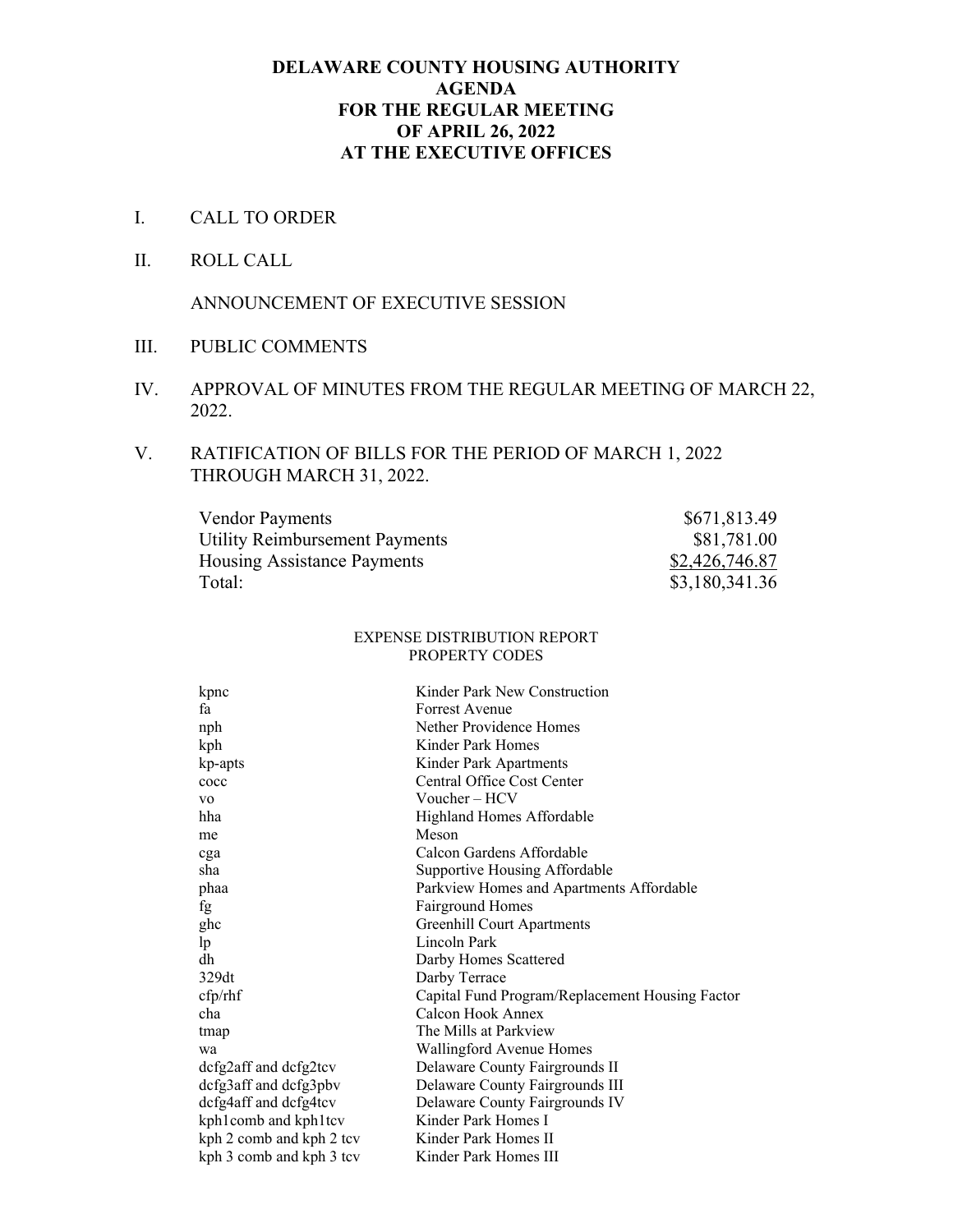# DELAWARE COUNTY HOUSING AUTHORITY
## AGENDA
## FOR THE REGULAR MEETING
## OF APRIL 26, 2022
## AT THE EXECUTIVE OFFICES

I. CALL TO ORDER

II. ROLL CALL

ANNOUNCEMENT OF EXECUTIVE SESSION

III. PUBLIC COMMENTS

IV. APPROVAL OF MINUTES FROM THE REGULAR MEETING OF MARCH 22, 2022.

V. RATIFICATION OF BILLS FOR THE PERIOD OF MARCH 1, 2022 THROUGH MARCH 31, 2022.

| | |
|---|---:|
| Vendor Payments | $671,813.49 |
| Utility Reimbursement Payments | $81,781.00 |
| Housing Assistance Payments | $2,426,746.87 |
| Total: | $3,180,341.36 |

EXPENSE DISTRIBUTION REPORT
PROPERTY CODES

| | |
|---|---|
| kpnc | Kinder Park New Construction |
| fa | Forrest Avenue |
| nph | Nether Providence Homes |
| kph | Kinder Park Homes |
| kp-apts | Kinder Park Apartments |
| cocc | Central Office Cost Center |
| vo | Voucher – HCV |
| hha | Highland Homes Affordable |
| me | Meson |
| cga | Calcon Gardens Affordable |
| sha | Supportive Housing Affordable |
| phaa | Parkview Homes and Apartments Affordable |
| fg | Fairground Homes |
| ghc | Greenhill Court Apartments |
| lp | Lincoln Park |
| dh | Darby Homes Scattered |
| 329dt | Darby Terrace |
| cfp/rhf | Capital Fund Program/Replacement Housing Factor |
| cha | Calcon Hook Annex |
| tmap | The Mills at Parkview |
| wa | Wallingford Avenue Homes |
| dcfg2aff and dcfg2tcv | Delaware County Fairgrounds II |
| dcfg3aff and dcfg3pbv | Delaware County Fairgrounds III |
| dcfg4aff and dcfg4tcv | Delaware County Fairgrounds IV |
| kph1comb and kph1tcv | Kinder Park Homes I |
| kph 2 comb and kph 2 tcv | Kinder Park Homes II |
| kph 3 comb and kph 3 tcv | Kinder Park Homes III |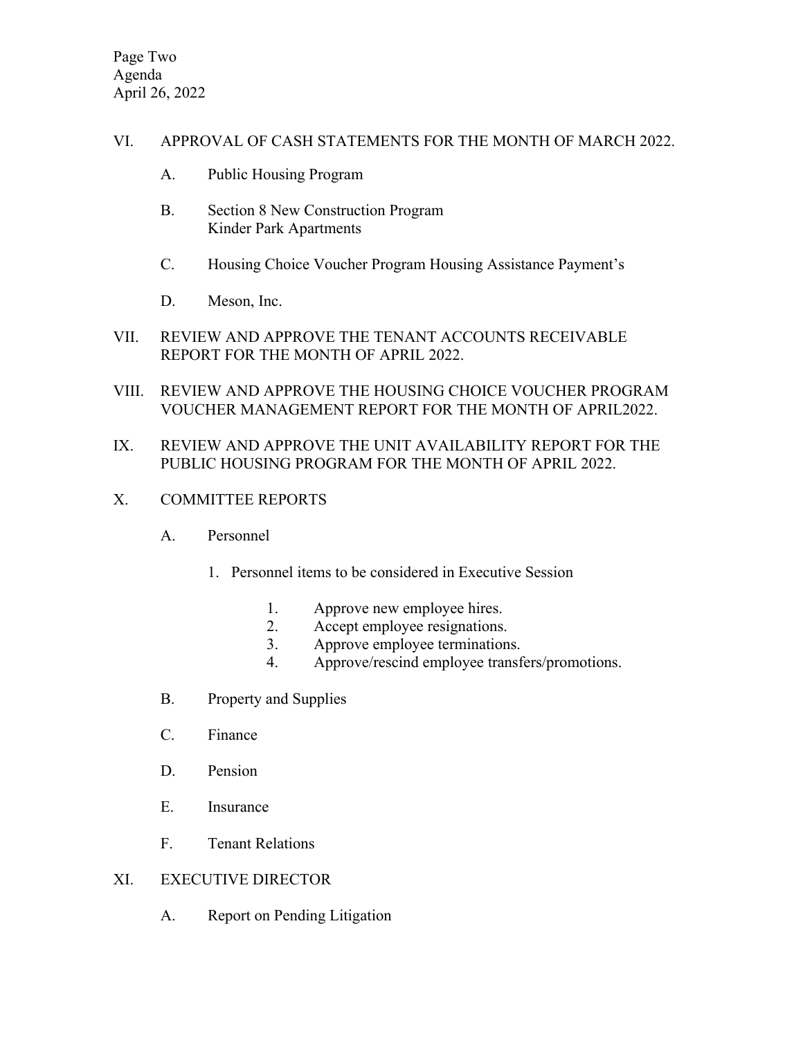VI. APPROVAL OF CASH STATEMENTS FOR THE MONTH OF MARCH 2022.

   A. Public Housing Program

   B. Section 8 New Construction Program
      Kinder Park Apartments

   C. Housing Choice Voucher Program Housing Assistance Payment's

   D. Meson, Inc.

VII. REVIEW AND APPROVE THE TENANT ACCOUNTS RECEIVABLE REPORT FOR THE MONTH OF APRIL 2022.

VIII. REVIEW AND APPROVE THE HOUSING CHOICE VOUCHER PROGRAM VOUCHER MANAGEMENT REPORT FOR THE MONTH OF APRIL2022.

IX. REVIEW AND APPROVE THE UNIT AVAILABILITY REPORT FOR THE PUBLIC HOUSING PROGRAM FOR THE MONTH OF APRIL 2022.

X. COMMITTEE REPORTS

   A. Personnel

      1. Personnel items to be considered in Executive Session

         1. Approve new employee hires.
         2. Accept employee resignations.
         3. Approve employee terminations.
         4. Approve/rescind employee transfers/promotions.

   B. Property and Supplies

   C. Finance

   D. Pension

   E. Insurance

   F. Tenant Relations

XI. EXECUTIVE DIRECTOR

   A. Report on Pending Litigation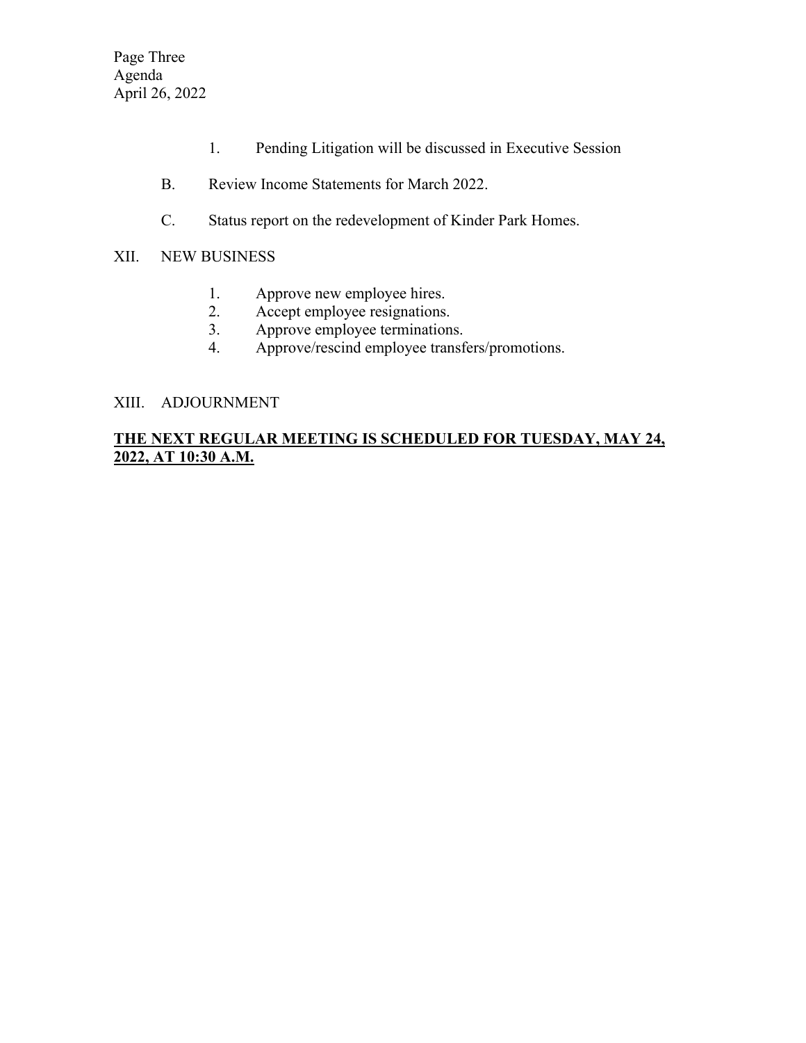1. Pending Litigation will be discussed in Executive Session

B. Review Income Statements for March 2022.

C. Status report on the redevelopment of Kinder Park Homes.

XII. NEW BUSINESS

1. Approve new employee hires.
2. Accept employee resignations.
3. Approve employee terminations.
4. Approve/rescind employee transfers/promotions.

XIII. ADJOURNMENT

**THE NEXT REGULAR MEETING IS SCHEDULED FOR TUESDAY, MAY 24, 2022, AT 10:30 A.M.**